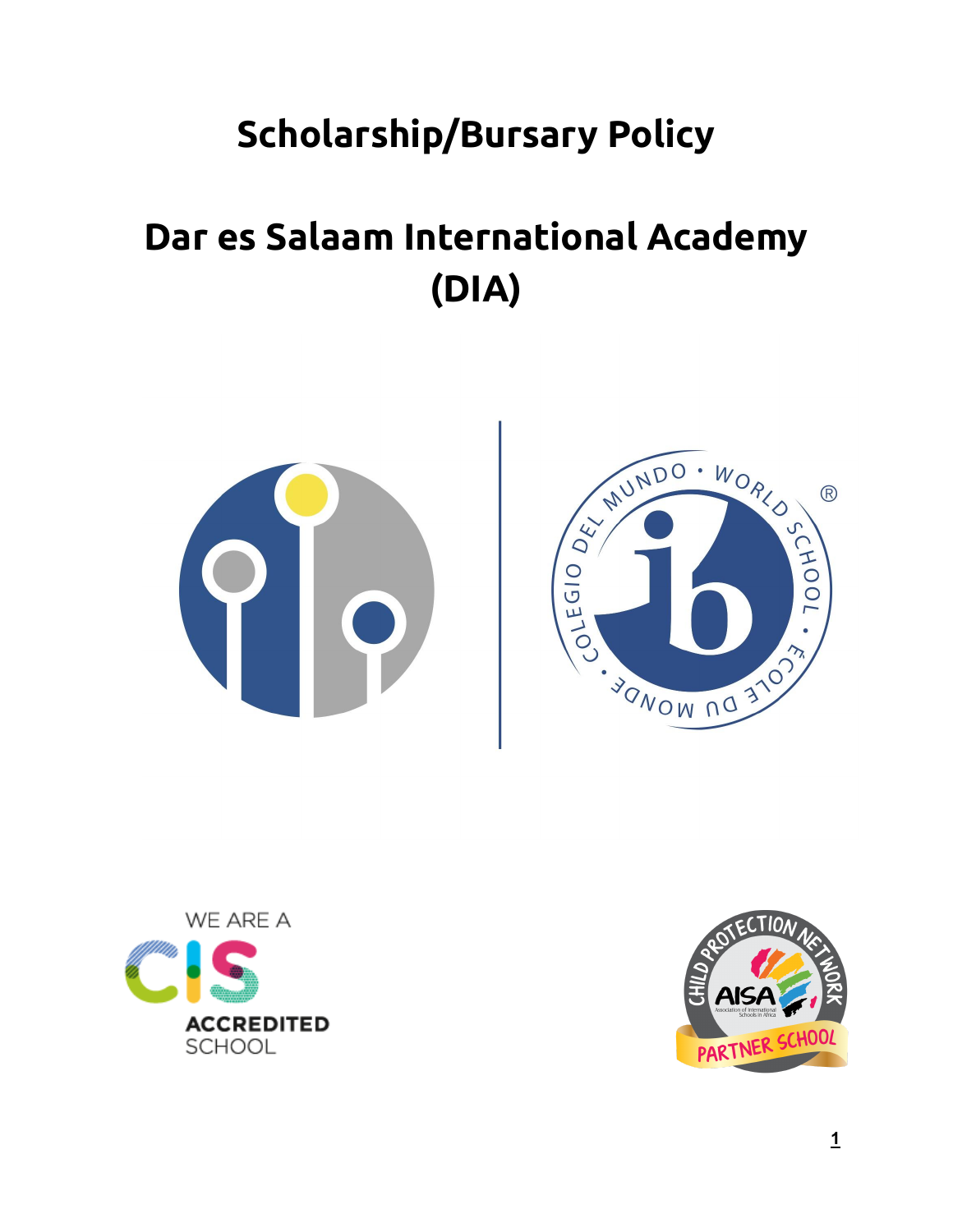# Scholarship/Bursary Policy

# Dar es Salaam International Academy (DIA)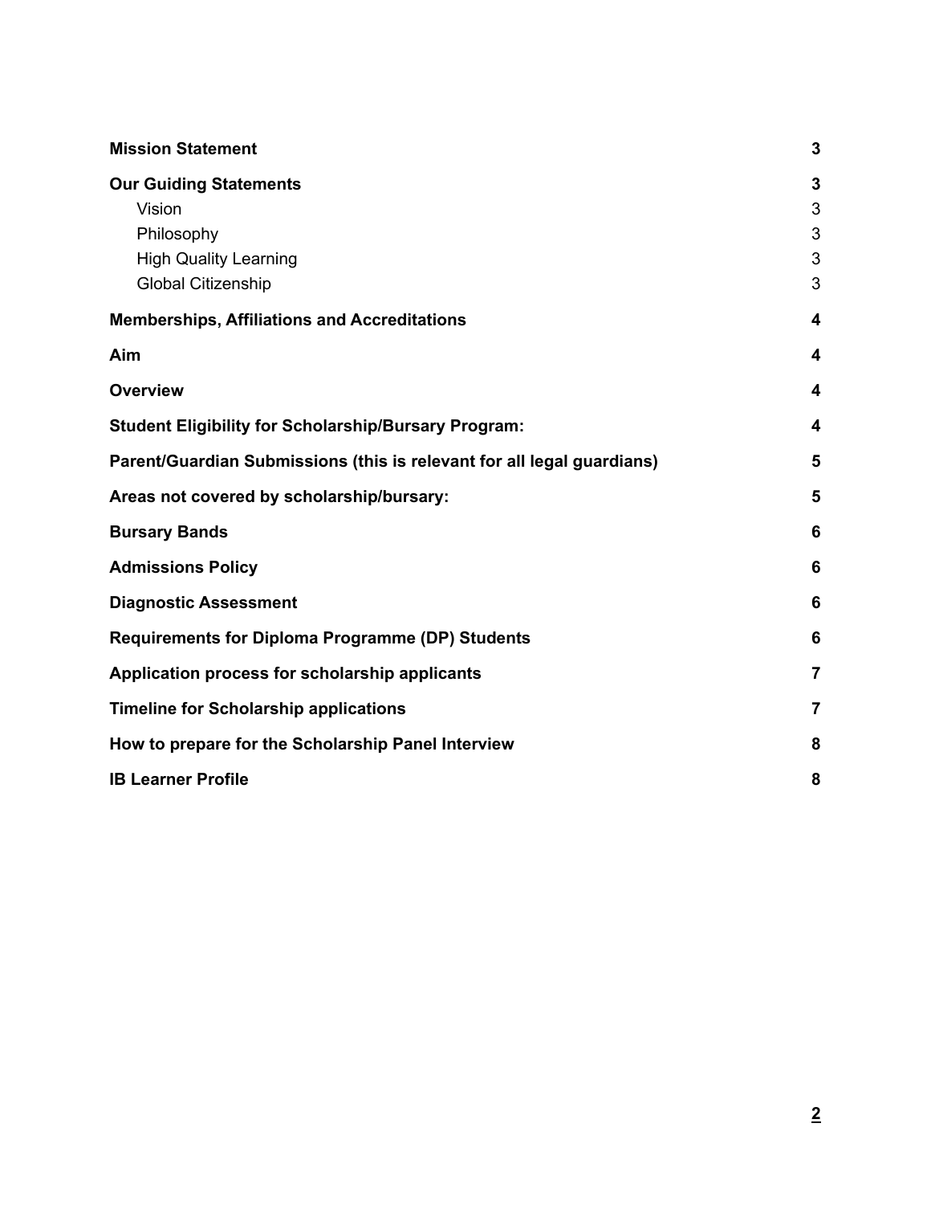**Mission Statement** 3

**Our Guiding Statements** 3

- Vision 3
- Philosophy 3
- High Quality Learning 3
- Global Citizenship 3

**Memberships, Affiliations and Accreditations** 4

**Aim** 4

**Overview** 4

**Student Eligibility for Scholarship/Bursary Program:** 4

**Parent/Guardian Submissions (this is relevant for all legal guardians)** 5

**Areas not covered by scholarship/bursary:** 5

**Bursary Bands** 6

**Admissions Policy** 6

**Diagnostic Assessment** 6

**Requirements for Diploma Programme (DP) Students** 6

**Application process for scholarship applicants** 7

**Timeline for Scholarship applications** 7

**How to prepare for the Scholarship Panel Interview** 8

**IB Learner Profile** 8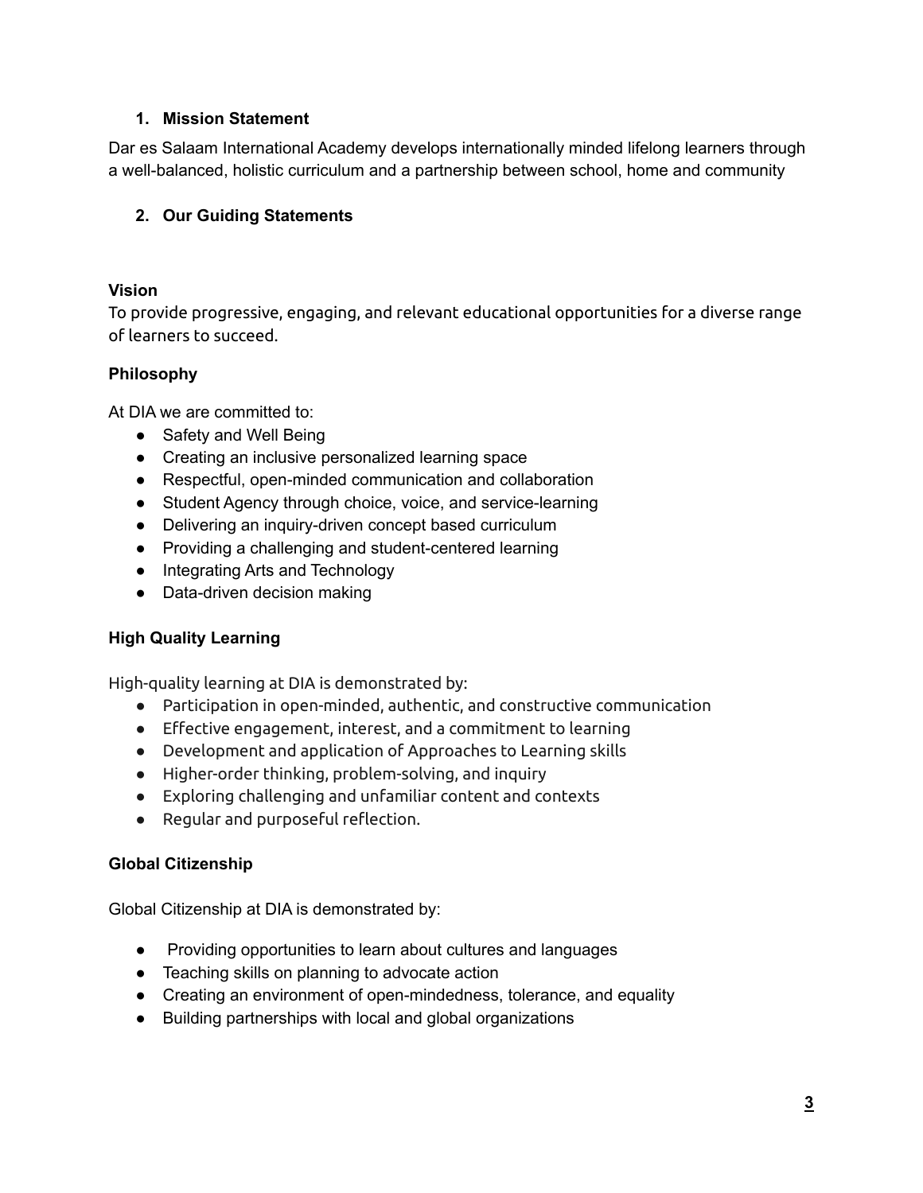## 1. Mission Statement

Dar es Salaam International Academy develops internationally minded lifelong learners through a well-balanced, holistic curriculum and a partnership between school, home and community

## 2. Our Guiding Statements

### Vision

To provide progressive, engaging, and relevant educational opportunities for a diverse range of learners to succeed.

### Philosophy

At DIA we are committed to:

- Safety and Well Being
- Creating an inclusive personalized learning space
- Respectful, open-minded communication and collaboration
- Student Agency through choice, voice, and service-learning
- Delivering an inquiry-driven concept based curriculum
- Providing a challenging and student-centered learning
- Integrating Arts and Technology
- Data-driven decision making

### High Quality Learning

High-quality learning at DIA is demonstrated by:

- Participation in open-minded, authentic, and constructive communication
- Effective engagement, interest, and a commitment to learning
- Development and application of Approaches to Learning skills
- Higher-order thinking, problem-solving, and inquiry
- Exploring challenging and unfamiliar content and contexts
- Regular and purposeful reflection.

### Global Citizenship

Global Citizenship at DIA is demonstrated by:

- Providing opportunities to learn about cultures and languages
- Teaching skills on planning to advocate action
- Creating an environment of open-mindedness, tolerance, and equality
- Building partnerships with local and global organizations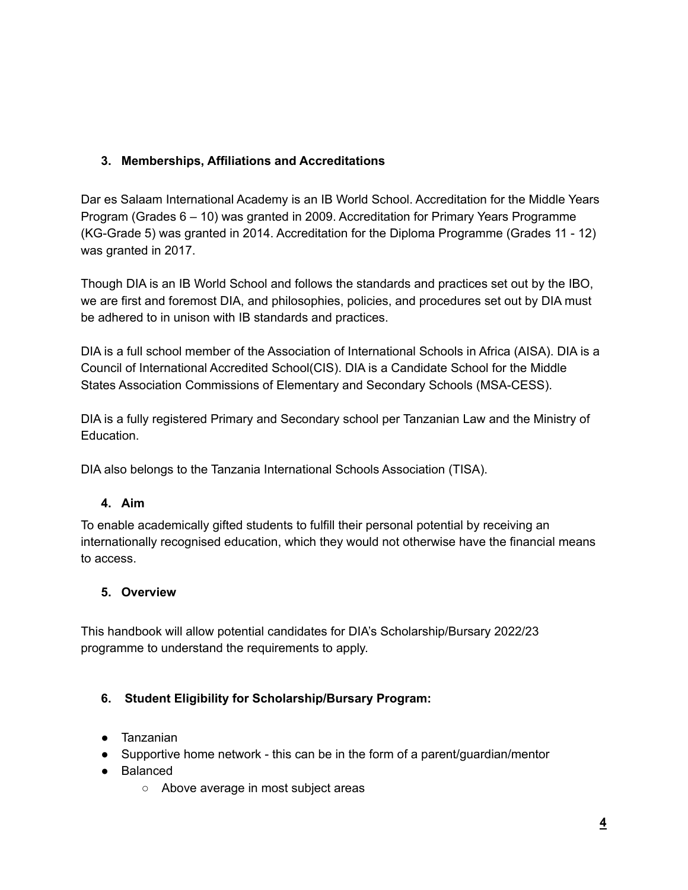### 3. Memberships, Affiliations and Accreditations

Dar es Salaam International Academy is an IB World School. Accreditation for the Middle Years Program (Grades 6 – 10) was granted in 2009. Accreditation for Primary Years Programme (KG-Grade 5) was granted in 2014. Accreditation for the Diploma Programme (Grades 11 - 12) was granted in 2017.

Though DIA is an IB World School and follows the standards and practices set out by the IBO, we are first and foremost DIA, and philosophies, policies, and procedures set out by DIA must be adhered to in unison with IB standards and practices.

DIA is a full school member of the Association of International Schools in Africa (AISA). DIA is a Council of International Accredited School(CIS). DIA is a Candidate School for the Middle States Association Commissions of Elementary and Secondary Schools (MSA-CESS).

DIA is a fully registered Primary and Secondary school per Tanzanian Law and the Ministry of Education.

DIA also belongs to the Tanzania International Schools Association (TISA).

### 4. Aim

To enable academically gifted students to fulfill their personal potential by receiving an internationally recognised education, which they would not otherwise have the financial means to access.

### 5. Overview

This handbook will allow potential candidates for DIA's Scholarship/Bursary 2022/23 programme to understand the requirements to apply.

### 6. Student Eligibility for Scholarship/Bursary Program:

- Tanzanian
- Supportive home network - this can be in the form of a parent/guardian/mentor
- Balanced
  - Above average in most subject areas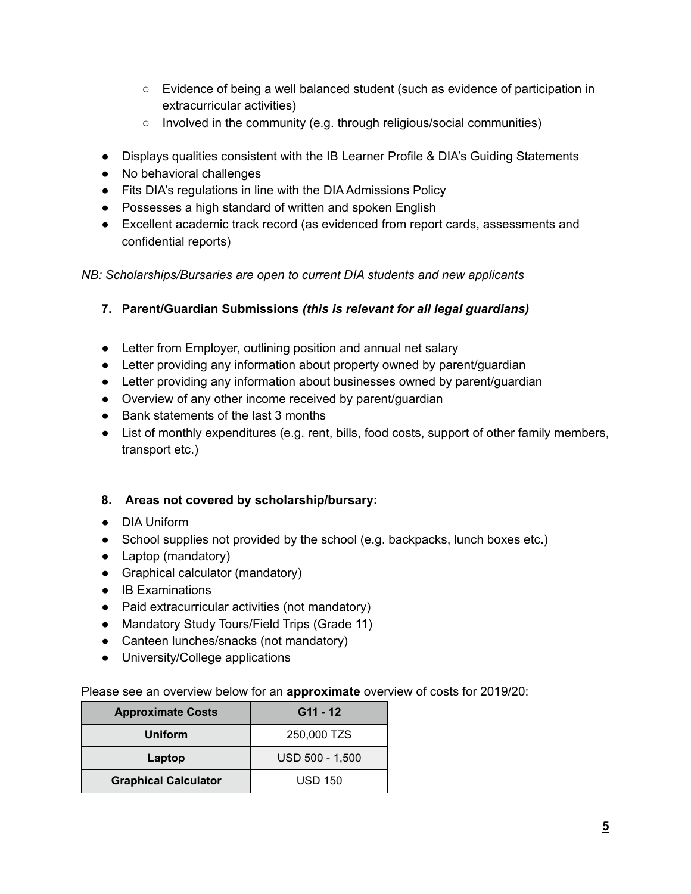- Evidence of being a well balanced student (such as evidence of participation in extracurricular activities)
    - Involved in the community (e.g. through religious/social communities)

- Displays qualities consistent with the IB Learner Profile & DIA's Guiding Statements
- No behavioral challenges
- Fits DIA's regulations in line with the DIA Admissions Policy
- Possesses a high standard of written and spoken English
- Excellent academic track record (as evidenced from report cards, assessments and confidential reports)

*NB: Scholarships/Bursaries are open to current DIA students and new applicants*

### 7. Parent/Guardian Submissions *(this is relevant for all legal guardians)*

- Letter from Employer, outlining position and annual net salary
- Letter providing any information about property owned by parent/guardian
- Letter providing any information about businesses owned by parent/guardian
- Overview of any other income received by parent/guardian
- Bank statements of the last 3 months
- List of monthly expenditures (e.g. rent, bills, food costs, support of other family members, transport etc.)

### 8. Areas not covered by scholarship/bursary:

- DIA Uniform
- School supplies not provided by the school (e.g. backpacks, lunch boxes etc.)
- Laptop (mandatory)
- Graphical calculator (mandatory)
- IB Examinations
- Paid extracurricular activities (not mandatory)
- Mandatory Study Tours/Field Trips (Grade 11)
- Canteen lunches/snacks (not mandatory)
- University/College applications

Please see an overview below for an **approximate** overview of costs for 2019/20:

| Approximate Costs | G11 - 12 |
|---|---|
| **Uniform** | 250,000 TZS |
| **Laptop** | USD 500 - 1,500 |
| **Graphical Calculator** | USD 150 |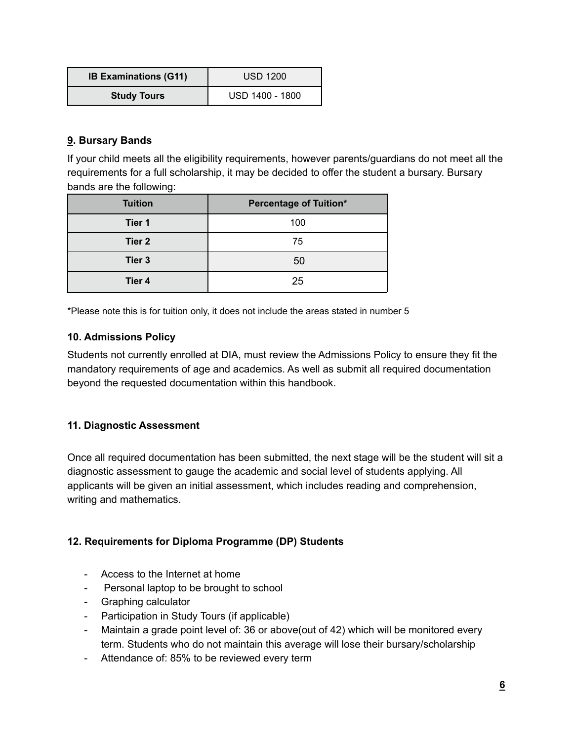| IB Examinations (G11) | USD 1200 |
| --- | --- |
| Study Tours | USD 1400 - 1800 |

### 9. Bursary Bands

If your child meets all the eligibility requirements, however parents/guardians do not meet all the requirements for a full scholarship, it may be decided to offer the student a bursary. Bursary bands are the following:

| Tuition | Percentage of Tuition* |
| --- | --- |
| Tier 1 | 100 |
| Tier 2 | 75 |
| Tier 3 | 50 |
| Tier 4 | 25 |

*Please note this is for tuition only, it does not include the areas stated in number 5

### 10. Admissions Policy

Students not currently enrolled at DIA, must review the Admissions Policy to ensure they fit the mandatory requirements of age and academics. As well as submit all required documentation beyond the requested documentation within this handbook.

### 11. Diagnostic Assessment

Once all required documentation has been submitted, the next stage will be the student will sit a diagnostic assessment to gauge the academic and social level of students applying. All applicants will be given an initial assessment, which includes reading and comprehension, writing and mathematics.

### 12. Requirements for Diploma Programme (DP) Students

- Access to the Internet at home
- Personal laptop to be brought to school
- Graphing calculator
- Participation in Study Tours (if applicable)
- Maintain a grade point level of: 36 or above(out of 42) which will be monitored every term. Students who do not maintain this average will lose their bursary/scholarship
- Attendance of: 85% to be reviewed every term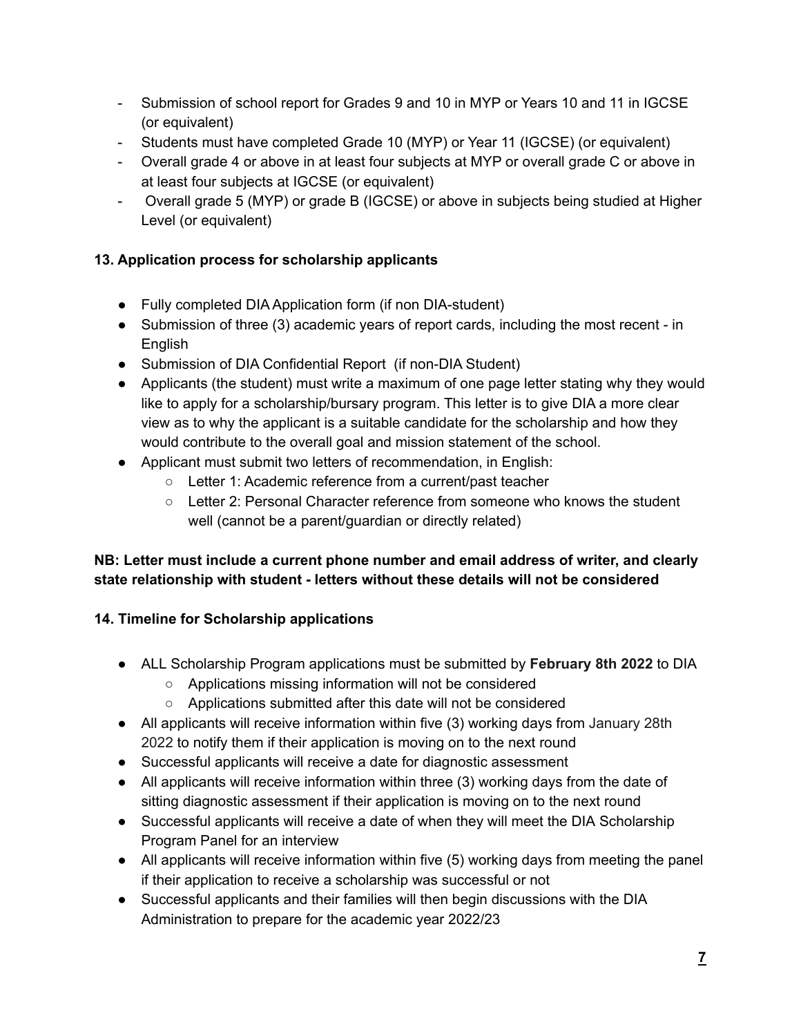- Submission of school report for Grades 9 and 10 in MYP or Years 10 and 11 in IGCSE (or equivalent)
- Students must have completed Grade 10 (MYP) or Year 11 (IGCSE) (or equivalent)
- Overall grade 4 or above in at least four subjects at MYP or overall grade C or above in at least four subjects at IGCSE (or equivalent)
- Overall grade 5 (MYP) or grade B (IGCSE) or above in subjects being studied at Higher Level (or equivalent)

**13. Application process for scholarship applicants**

- Fully completed DIA Application form (if non DIA-student)
- Submission of three (3) academic years of report cards, including the most recent - in English
- Submission of DIA Confidential Report (if non-DIA Student)
- Applicants (the student) must write a maximum of one page letter stating why they would like to apply for a scholarship/bursary program. This letter is to give DIA a more clear view as to why the applicant is a suitable candidate for the scholarship and how they would contribute to the overall goal and mission statement of the school.
- Applicant must submit two letters of recommendation, in English:
  - Letter 1: Academic reference from a current/past teacher
  - Letter 2: Personal Character reference from someone who knows the student well (cannot be a parent/guardian or directly related)

**NB: Letter must include a current phone number and email address of writer, and clearly state relationship with student - letters without these details will not be considered**

**14. Timeline for Scholarship applications**

- ALL Scholarship Program applications must be submitted by **February 8th 2022** to DIA
  - Applications missing information will not be considered
  - Applications submitted after this date will not be considered
- All applicants will receive information within five (3) working days from January 28th 2022 to notify them if their application is moving on to the next round
- Successful applicants will receive a date for diagnostic assessment
- All applicants will receive information within three (3) working days from the date of sitting diagnostic assessment if their application is moving on to the next round
- Successful applicants will receive a date of when they will meet the DIA Scholarship Program Panel for an interview
- All applicants will receive information within five (5) working days from meeting the panel if their application to receive a scholarship was successful or not
- Successful applicants and their families will then begin discussions with the DIA Administration to prepare for the academic year 2022/23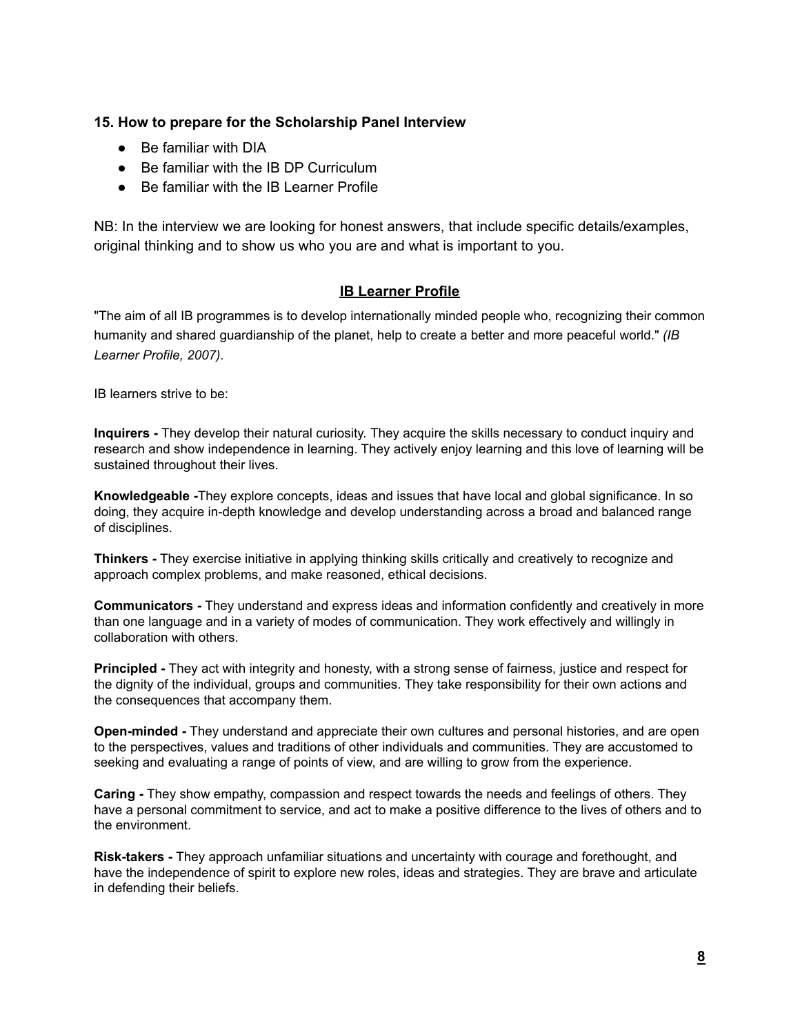### 15. How to prepare for the Scholarship Panel Interview

- Be familiar with DIA
- Be familiar with the IB DP Curriculum
- Be familiar with the IB Learner Profile

NB: In the interview we are looking for honest answers, that include specific details/examples, original thinking and to show us who you are and what is important to you.

## IB Learner Profile

"The aim of all IB programmes is to develop internationally minded people who, recognizing their common humanity and shared guardianship of the planet, help to create a better and more peaceful world." *(IB Learner Profile, 2007).*

IB learners strive to be:

**Inquirers -** They develop their natural curiosity. They acquire the skills necessary to conduct inquiry and research and show independence in learning. They actively enjoy learning and this love of learning will be sustained throughout their lives.

**Knowledgeable -**They explore concepts, ideas and issues that have local and global significance. In so doing, they acquire in-depth knowledge and develop understanding across a broad and balanced range of disciplines.

**Thinkers -** They exercise initiative in applying thinking skills critically and creatively to recognize and approach complex problems, and make reasoned, ethical decisions.

**Communicators -** They understand and express ideas and information confidently and creatively in more than one language and in a variety of modes of communication. They work effectively and willingly in collaboration with others.

**Principled -** They act with integrity and honesty, with a strong sense of fairness, justice and respect for the dignity of the individual, groups and communities. They take responsibility for their own actions and the consequences that accompany them.

**Open-minded -** They understand and appreciate their own cultures and personal histories, and are open to the perspectives, values and traditions of other individuals and communities. They are accustomed to seeking and evaluating a range of points of view, and are willing to grow from the experience.

**Caring -** They show empathy, compassion and respect towards the needs and feelings of others. They have a personal commitment to service, and act to make a positive difference to the lives of others and to the environment.

**Risk-takers -** They approach unfamiliar situations and uncertainty with courage and forethought, and have the independence of spirit to explore new roles, ideas and strategies. They are brave and articulate in defending their beliefs.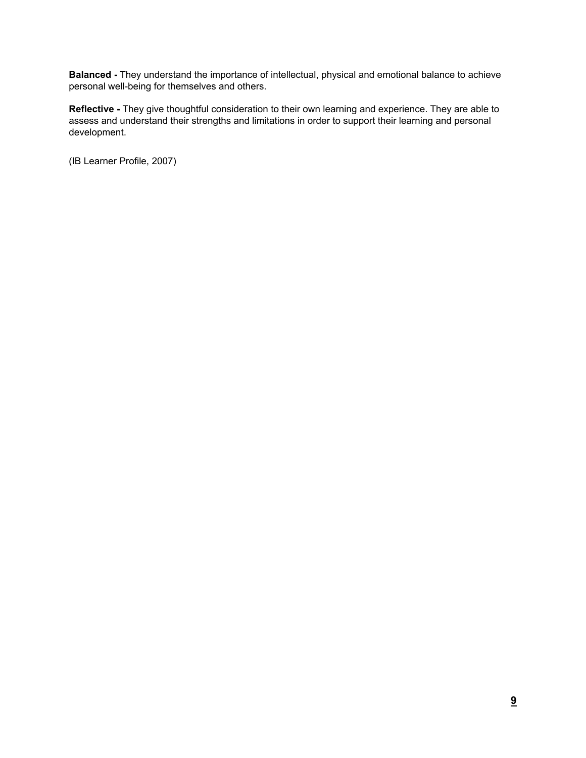**Balanced -** They understand the importance of intellectual, physical and emotional balance to achieve personal well-being for themselves and others.

**Reflective -** They give thoughtful consideration to their own learning and experience. They are able to assess and understand their strengths and limitations in order to support their learning and personal development.

(IB Learner Profile, 2007)